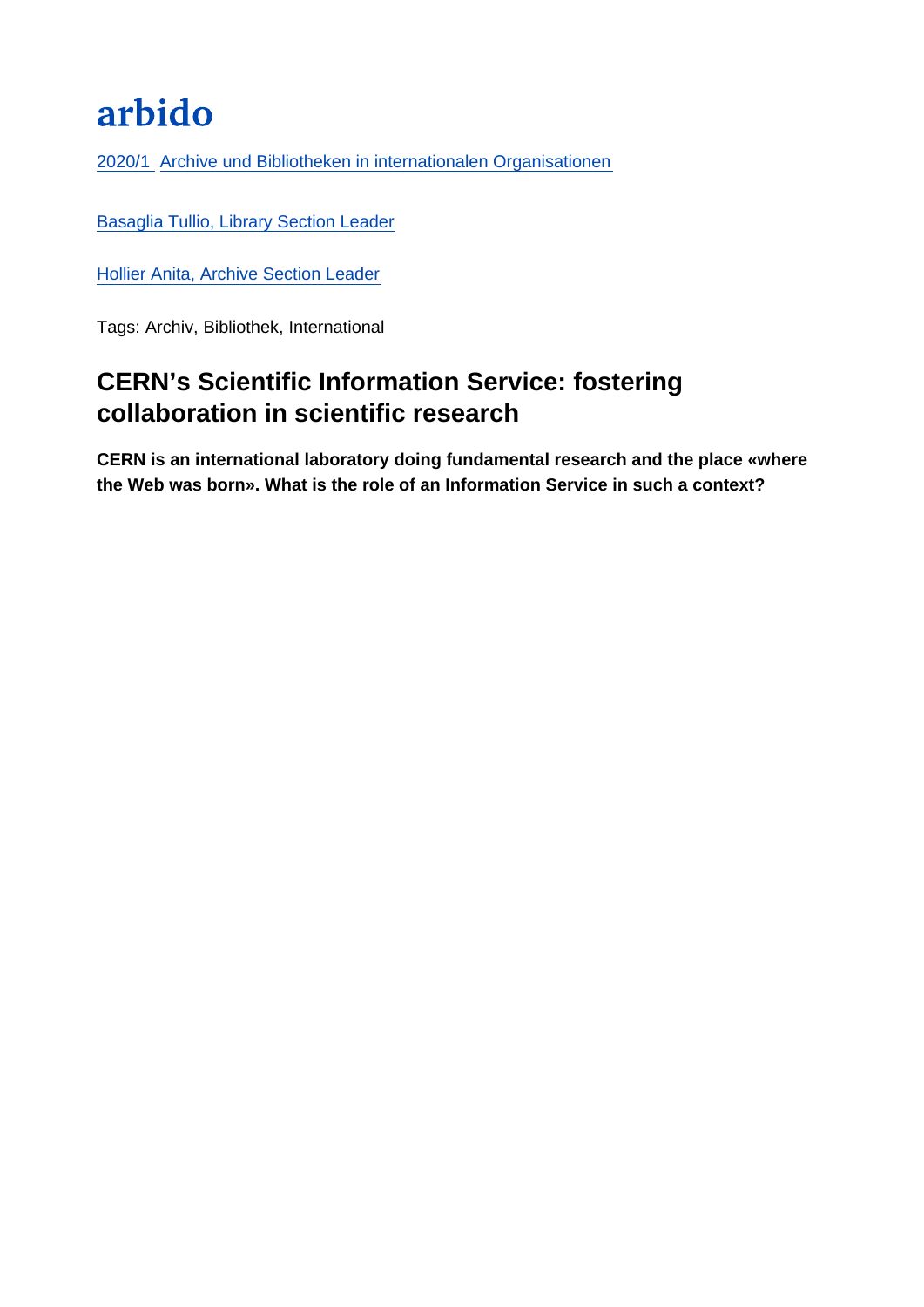arbido

[2020/1 Archive und Bibliotheken in internationalen Organisationen]

[Basaglia Tullio, Library Section Leader]

[Hollier Anita, Archive Section Leader]

Tags: Archiv, Bibliothek, International

# CERN's Scientific Information Service: fostering collaboration in scientific research

**CERN is an international laboratory doing fundamental research and the place «where the Web was born». What is the role of an Information Service in such a context?**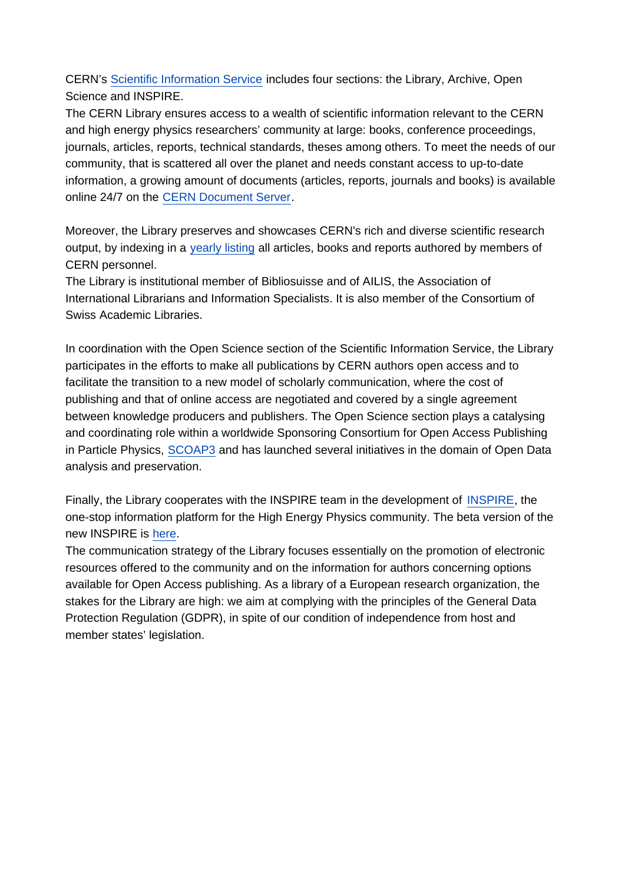CERN's Scientific Information Service includes four sections: the Library, Archive, Open Science and INSPIRE.
The CERN Library ensures access to a wealth of scientific information relevant to the CERN and high energy physics researchers' community at large: books, conference proceedings, journals, articles, reports, technical standards, theses among others. To meet the needs of our community, that is scattered all over the planet and needs constant access to up-to-date information, a growing amount of documents (articles, reports, journals and books) is available online 24/7 on the CERN Document Server.

Moreover, the Library preserves and showcases CERN's rich and diverse scientific research output, by indexing in a yearly listing all articles, books and reports authored by members of CERN personnel.
The Library is institutional member of Bibliosuisse and of AILIS, the Association of International Librarians and Information Specialists. It is also member of the Consortium of Swiss Academic Libraries.

In coordination with the Open Science section of the Scientific Information Service, the Library participates in the efforts to make all publications by CERN authors open access and to facilitate the transition to a new model of scholarly communication, where the cost of publishing and that of online access are negotiated and covered by a single agreement between knowledge producers and publishers. The Open Science section plays a catalysing and coordinating role within a worldwide Sponsoring Consortium for Open Access Publishing in Particle Physics, SCOAP3 and has launched several initiatives in the domain of Open Data analysis and preservation.

Finally, the Library cooperates with the INSPIRE team in the development of INSPIRE, the one-stop information platform for the High Energy Physics community. The beta version of the new INSPIRE is here.
The communication strategy of the Library focuses essentially on the promotion of electronic resources offered to the community and on the information for authors concerning options available for Open Access publishing. As a library of a European research organization, the stakes for the Library are high: we aim at complying with the principles of the General Data Protection Regulation (GDPR), in spite of our condition of independence from host and member states' legislation.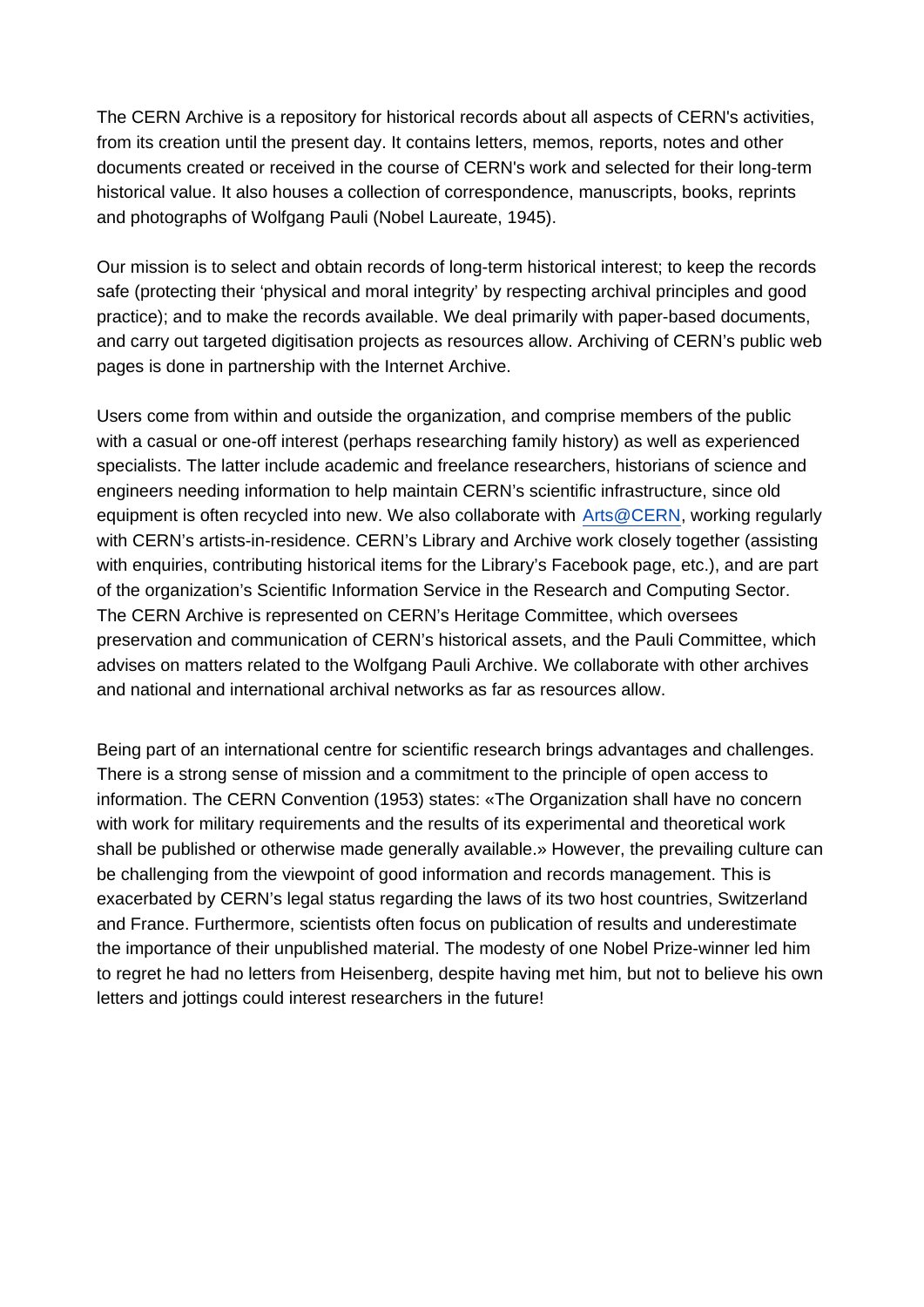The CERN Archive is a repository for historical records about all aspects of CERN's activities, from its creation until the present day. It contains letters, memos, reports, notes and other documents created or received in the course of CERN's work and selected for their long-term historical value. It also houses a collection of correspondence, manuscripts, books, reprints and photographs of Wolfgang Pauli (Nobel Laureate, 1945).

Our mission is to select and obtain records of long-term historical interest; to keep the records safe (protecting their 'physical and moral integrity' by respecting archival principles and good practice); and to make the records available. We deal primarily with paper-based documents, and carry out targeted digitisation projects as resources allow. Archiving of CERN's public web pages is done in partnership with the Internet Archive.

Users come from within and outside the organization, and comprise members of the public with a casual or one-off interest (perhaps researching family history) as well as experienced specialists. The latter include academic and freelance researchers, historians of science and engineers needing information to help maintain CERN's scientific infrastructure, since old equipment is often recycled into new. We also collaborate with Arts@CERN, working regularly with CERN's artists-in-residence. CERN's Library and Archive work closely together (assisting with enquiries, contributing historical items for the Library's Facebook page, etc.), and are part of the organization's Scientific Information Service in the Research and Computing Sector. The CERN Archive is represented on CERN's Heritage Committee, which oversees preservation and communication of CERN's historical assets, and the Pauli Committee, which advises on matters related to the Wolfgang Pauli Archive. We collaborate with other archives and national and international archival networks as far as resources allow.

Being part of an international centre for scientific research brings advantages and challenges. There is a strong sense of mission and a commitment to the principle of open access to information. The CERN Convention (1953) states: «The Organization shall have no concern with work for military requirements and the results of its experimental and theoretical work shall be published or otherwise made generally available.» However, the prevailing culture can be challenging from the viewpoint of good information and records management. This is exacerbated by CERN's legal status regarding the laws of its two host countries, Switzerland and France. Furthermore, scientists often focus on publication of results and underestimate the importance of their unpublished material. The modesty of one Nobel Prize-winner led him to regret he had no letters from Heisenberg, despite having met him, but not to believe his own letters and jottings could interest researchers in the future!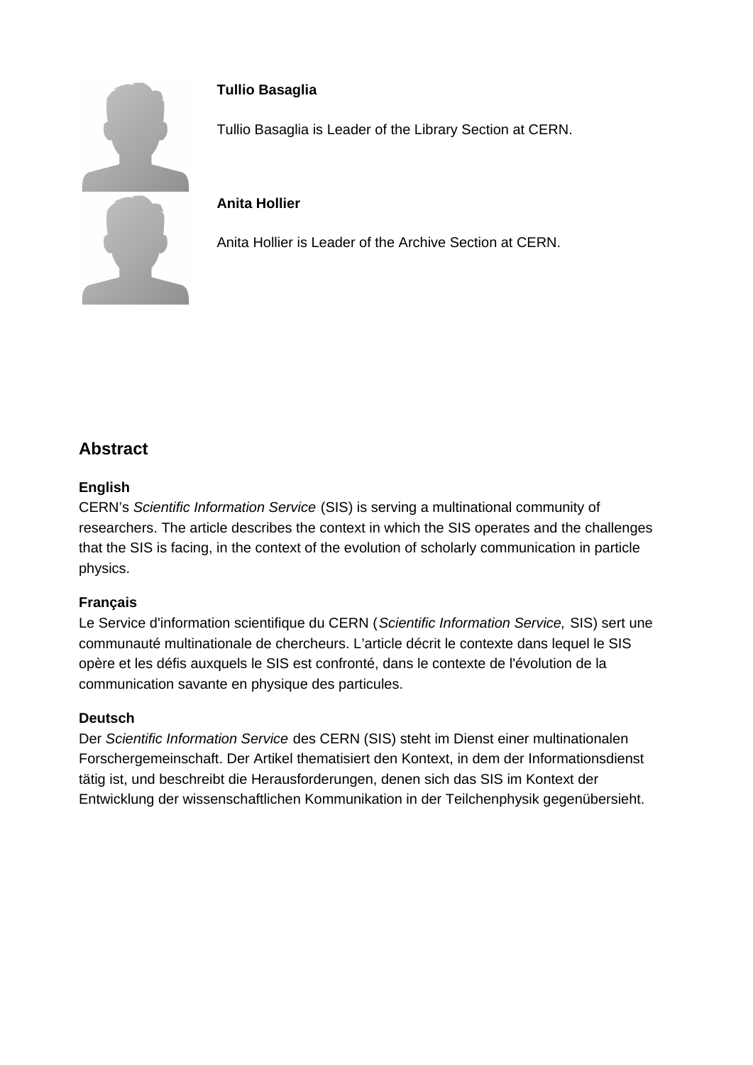**Tullio Basaglia**

Tullio Basaglia is Leader of the Library Section at CERN.

**Anita Hollier**

Anita Hollier is Leader of the Archive Section at CERN.

## Abstract

**English**

CERN’s *Scientific Information Service* (SIS) is serving a multinational community of researchers. The article describes the context in which the SIS operates and the challenges that the SIS is facing, in the context of the evolution of scholarly communication in particle physics.

**Français**

Le Service d'information scientifique du CERN (*Scientific Information Service,* SIS) sert une communauté multinationale de chercheurs. L’article décrit le contexte dans lequel le SIS opère et les défis auxquels le SIS est confronté, dans le contexte de l'évolution de la communication savante en physique des particules.

**Deutsch**

Der *Scientific Information Service* des CERN (SIS) steht im Dienst einer multinationalen Forschergemeinschaft. Der Artikel thematisiert den Kontext, in dem der Informationsdienst tätig ist, und beschreibt die Herausforderungen, denen sich das SIS im Kontext der Entwicklung der wissenschaftlichen Kommunikation in der Teilchenphysik gegenübersieht.